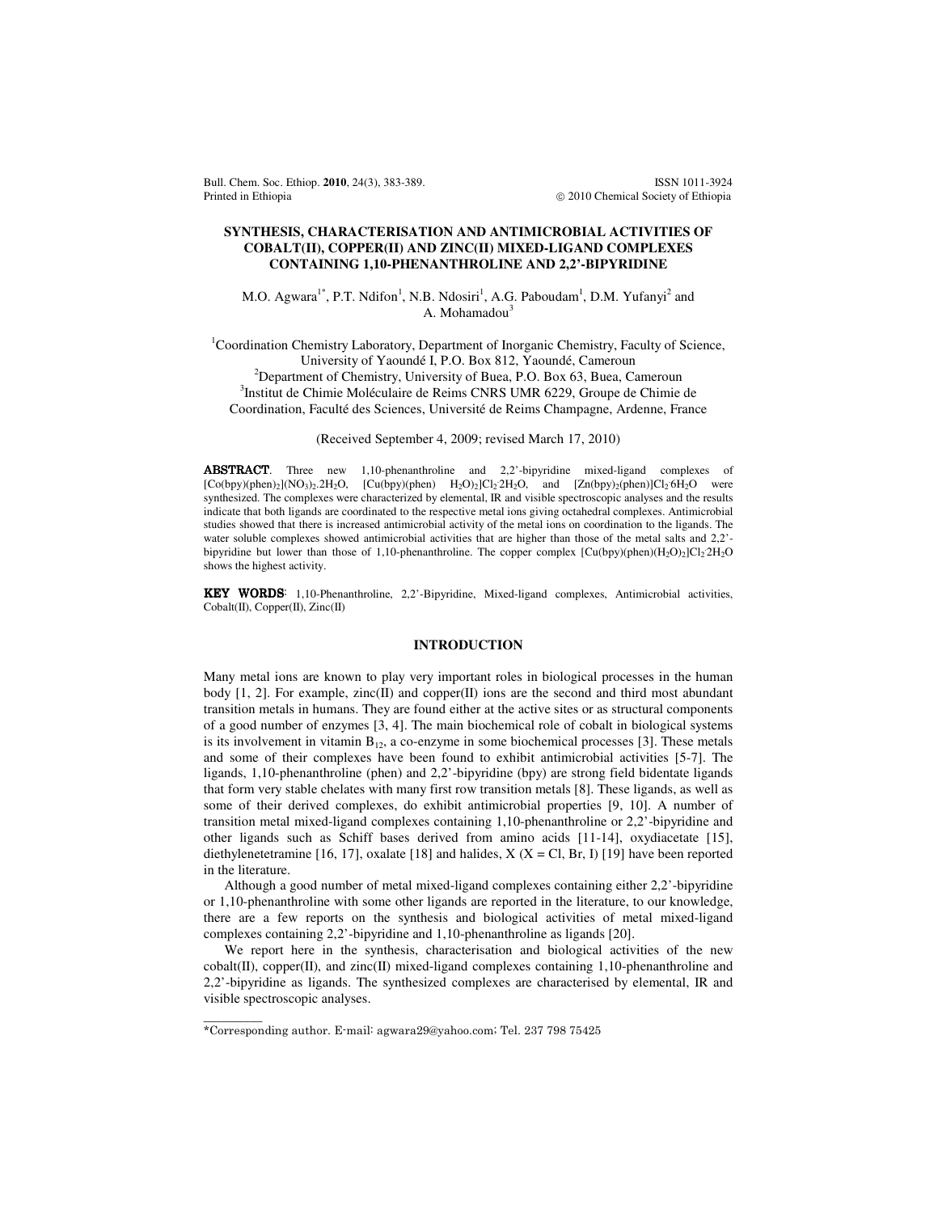# SYNTHESIS, CHARACTERISATION AND ANTIMICROBIAL ACTIVITIES OF COBALT(II), COPPER(II) AND ZINC(II) MIXED-LIGAND COMPLEXES CONTAINING 1,10-PHENANTHROLINE AND 2,2'-BIPYRIDINE

M.O. Agwara[1*], P.T. Ndifon[1], N.B. Ndosiri[1], A.G. Paboudam[1], D.M. Yufanyi[2] and A. Mohamadou[3]

[1]Coordination Chemistry Laboratory, Department of Inorganic Chemistry, Faculty of Science, University of Yaoundé I, P.O. Box 812, Yaoundé, Cameroun

[2]Department of Chemistry, University of Buea, P.O. Box 63, Buea, Cameroun

[3]Institut de Chimie Moléculaire de Reims CNRS UMR 6229, Groupe de Chimie de Coordination, Faculté des Sciences, Université de Reims Champagne, Ardenne, France

(Received September 4, 2009; revised March 17, 2010)

**ABSTRACT**. Three new 1,10-phenanthroline and 2,2'-bipyridine mixed-ligand complexes of $[Co(bpy)(phen)_2](NO_3)_2.2H_2O$, $[Cu(bpy)(phen)\ H_2O)_2]Cl_2{\cdot}2H_2O$, and $[Zn(bpy)_2(phen)]Cl_2{\cdot}6H_2O$ were synthesized. The complexes were characterized by elemental, IR and visible spectroscopic analyses and the results indicate that both ligands are coordinated to the respective metal ions giving octahedral complexes. Antimicrobial studies showed that there is increased antimicrobial activity of the metal ions on coordination to the ligands. The water soluble complexes showed antimicrobial activities that are higher than those of the metal salts and 2,2'-bipyridine but lower than those of 1,10-phenanthroline. The copper complex $[Cu(bpy)(phen)(H_2O)_2]Cl_2{\cdot}2H_2O$ shows the highest activity.

**KEY WORDS**: 1,10-Phenanthroline, 2,2'-Bipyridine, Mixed-ligand complexes, Antimicrobial activities, Cobalt(II), Copper(II), Zinc(II)

## INTRODUCTION

Many metal ions are known to play very important roles in biological processes in the human body [1, 2]. For example, zinc(II) and copper(II) ions are the second and third most abundant transition metals in humans. They are found either at the active sites or as structural components of a good number of enzymes [3, 4]. The main biochemical role of cobalt in biological systems is its involvement in vitamin $B_{12}$, a co-enzyme in some biochemical processes [3]. These metals and some of their complexes have been found to exhibit antimicrobial activities [5-7]. The ligands, 1,10-phenanthroline (phen) and 2,2'-bipyridine (bpy) are strong field bidentate ligands that form very stable chelates with many first row transition metals [8]. These ligands, as well as some of their derived complexes, do exhibit antimicrobial properties [9, 10]. A number of transition metal mixed-ligand complexes containing 1,10-phenanthroline or 2,2'-bipyridine and other ligands such as Schiff bases derived from amino acids [11-14], oxydiacetate [15], diethylenetetramine [16, 17], oxalate [18] and halides, X (X = Cl, Br, I) [19] have been reported in the literature.

Although a good number of metal mixed-ligand complexes containing either 2,2'-bipyridine or 1,10-phenanthroline with some other ligands are reported in the literature, to our knowledge, there are a few reports on the synthesis and biological activities of metal mixed-ligand complexes containing 2,2'-bipyridine and 1,10-phenanthroline as ligands [20].

We report here in the synthesis, characterisation and biological activities of the new cobalt(II), copper(II), and zinc(II) mixed-ligand complexes containing 1,10-phenanthroline and 2,2'-bipyridine as ligands. The synthesized complexes are characterised by elemental, IR and visible spectroscopic analyses.

*Corresponding author. E-mail: agwara29@yahoo.com; Tel. 237 798 75425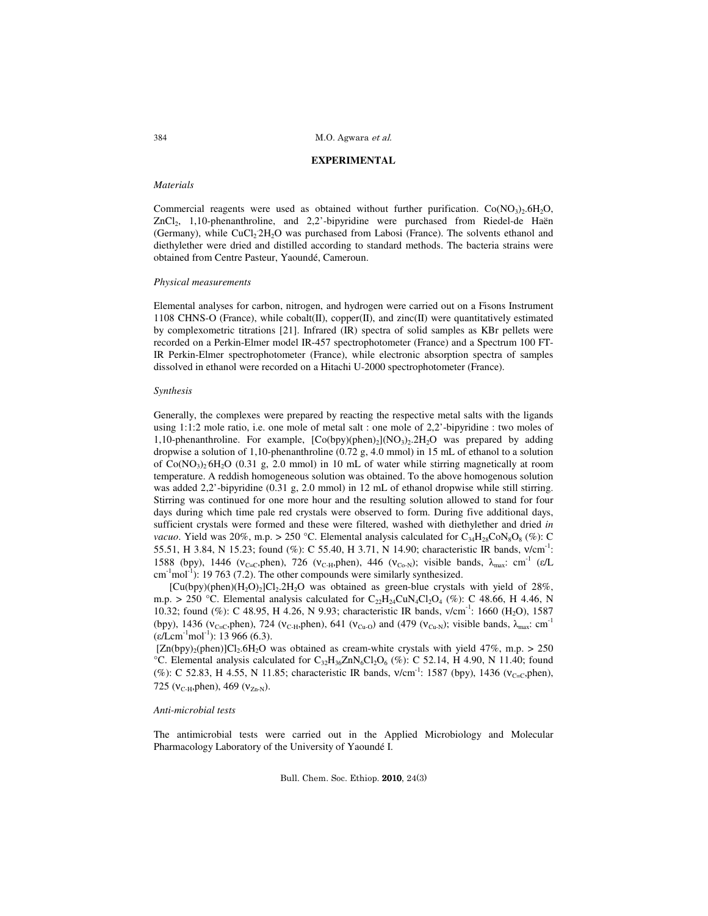## EXPERIMENTAL

### *Materials*

Commercial reagents were used as obtained without further purification. $Co(NO_3)_2.6H_2O$, $ZnCl_2$, 1,10-phenanthroline, and 2,2'-bipyridine were purchased from Riedel-de Haën (Germany), while $CuCl_2{\cdot}2H_2O$ was purchased from Labosi (France). The solvents ethanol and diethylether were dried and distilled according to standard methods. The bacteria strains were obtained from Centre Pasteur, Yaoundé, Cameroun.

### *Physical measurements*

Elemental analyses for carbon, nitrogen, and hydrogen were carried out on a Fisons Instrument 1108 CHNS-O (France), while cobalt(II), copper(II), and zinc(II) were quantitatively estimated by complexometric titrations [21]. Infrared (IR) spectra of solid samples as KBr pellets were recorded on a Perkin-Elmer model IR-457 spectrophotometer (France) and a Spectrum 100 FT-IR Perkin-Elmer spectrophotometer (France), while electronic absorption spectra of samples dissolved in ethanol were recorded on a Hitachi U-2000 spectrophotometer (France).

### *Synthesis*

Generally, the complexes were prepared by reacting the respective metal salts with the ligands using 1:1:2 mole ratio, i.e. one mole of metal salt : one mole of 2,2'-bipyridine : two moles of 1,10-phenanthroline. For example, $[Co(bpy)(phen)_2](NO_3)_2.2H_2O$ was prepared by adding dropwise a solution of 1,10-phenanthroline (0.72 g, 4.0 mmol) in 15 mL of ethanol to a solution of $Co(NO_3)_2 6H_2O$ (0.31 g, 2.0 mmol) in 10 mL of water while stirring magnetically at room temperature. A reddish homogeneous solution was obtained. To the above homogenous solution was added 2,2'-bipyridine (0.31 g, 2.0 mmol) in 12 mL of ethanol dropwise while still stirring. Stirring was continued for one more hour and the resulting solution allowed to stand for four days during which time pale red crystals were observed to form. During five additional days, sufficient crystals were formed and these were filtered, washed with diethylether and dried *in vacuo*. Yield was 20%, m.p. > 250 °C. Elemental analysis calculated for $C_{34}H_{28}CoN_8O_8$ (%): C 55.51, H 3.84, N 15.23; found (%): C 55.40, H 3.71, N 14.90; characteristic IR bands, $\nu$/cm$^{-1}$: 1588 (bpy), 1446 ($\nu_{C=C}$,phen), 726 ($\nu_{C-H}$,phen), 446 ($\nu_{Co-N}$); visible bands, $\lambda_{max}$: cm$^{-1}$ ($\varepsilon$/L cm$^{-1}$mol$^{-1}$): 19 763 (7.2). The other compounds were similarly synthesized.

$[Cu(bpy)(phen)(H_2O)_2]Cl_2.2H_2O$ was obtained as green-blue crystals with yield of 28%, m.p. > 250 °C. Elemental analysis calculated for $C_{22}H_{24}CuN_4Cl_2O_4$ (%): C 48.66, H 4.46, N 10.32; found (%): C 48.95, H 4.26, N 9.93; characteristic IR bands, $\nu$/cm$^{-1}$: 1660 ($H_2O$), 1587 (bpy), 1436 ($\nu_{C=C}$,phen), 724 ($\nu_{C-H}$,phen), 641 ($\nu_{Cu-O}$) and (479 ($\nu_{Cu-N}$); visible bands, $\lambda_{max}$: cm$^{-1}$ ($\varepsilon$/Lcm$^{-1}$mol$^{-1}$): 13 966 (6.3).

$[Zn(bpy)_2(phen)]Cl_2.6H_2O$ was obtained as cream-white crystals with yield 47%, m.p. > 250 °C. Elemental analysis calculated for $C_{32}H_{36}ZnN_6Cl_2O_6$ (%): C 52.14, H 4.90, N 11.40; found (%): C 52.83, H 4.55, N 11.85; characteristic IR bands, $\nu$/cm$^{-1}$: 1587 (bpy), 1436 ($\nu_{C=C}$,phen), 725 ($\nu_{C-H}$,phen), 469 ($\nu_{Zn-N}$).

### *Anti-microbial tests*

The antimicrobial tests were carried out in the Applied Microbiology and Molecular Pharmacology Laboratory of the University of Yaoundé I.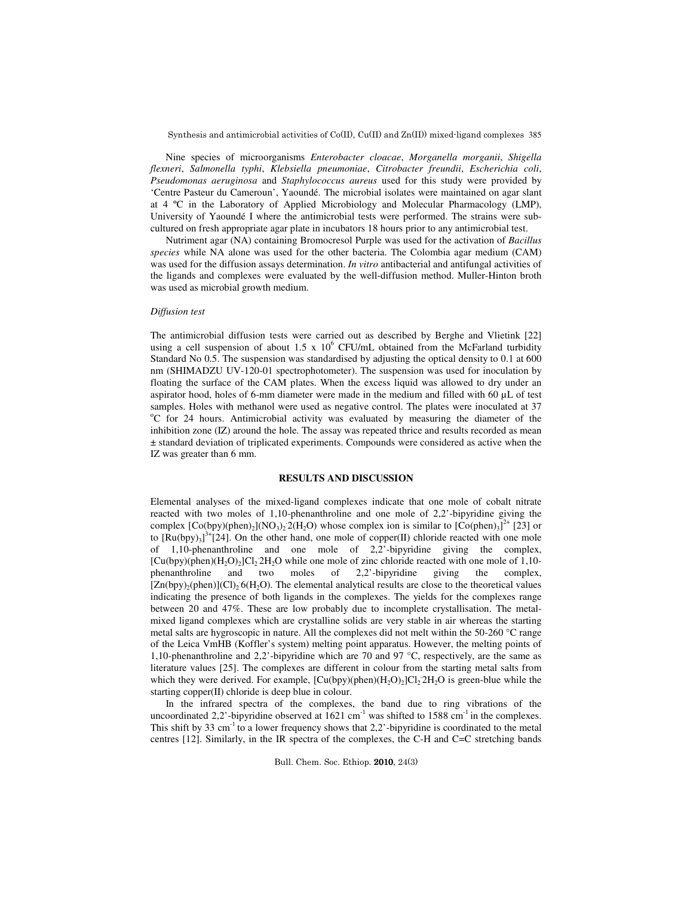Nine species of microorganisms *Enterobacter cloacae*, *Morganella morganii*, *Shigella flexneri*, *Salmonella typhi*, *Klebsiella pneumoniae*, *Citrobacter freundii*, *Escherichia coli*, *Pseudomonas aeruginosa* and *Staphylococcus aureus* used for this study were provided by 'Centre Pasteur du Cameroun', Yaoundé. The microbial isolates were maintained on agar slant at 4 ºC in the Laboratory of Applied Microbiology and Molecular Pharmacology (LMP), University of Yaoundé I where the antimicrobial tests were performed. The strains were sub-cultured on fresh appropriate agar plate in incubators 18 hours prior to any antimicrobial test.

Nutriment agar (NA) containing Bromocresol Purple was used for the activation of *Bacillus species* while NA alone was used for the other bacteria. The Colombia agar medium (CAM) was used for the diffusion assays determination. *In vitro* antibacterial and antifungal activities of the ligands and complexes were evaluated by the well-diffusion method. Muller-Hinton broth was used as microbial growth medium.

*Diffusion test*

The antimicrobial diffusion tests were carried out as described by Berghe and Vlietink [22] using a cell suspension of about 1.5 x $10^6$ CFU/mL obtained from the McFarland turbidity Standard No 0.5. The suspension was standardised by adjusting the optical density to 0.1 at 600 nm (SHIMADZU UV-120-01 spectrophotometer). The suspension was used for inoculation by floating the surface of the CAM plates. When the excess liquid was allowed to dry under an aspirator hood, holes of 6-mm diameter were made in the medium and filled with 60 µL of test samples. Holes with methanol were used as negative control. The plates were inoculated at 37 °C for 24 hours. Antimicrobial activity was evaluated by measuring the diameter of the inhibition zone (IZ) around the hole. The assay was repeated thrice and results recorded as mean ± standard deviation of triplicated experiments. Compounds were considered as active when the IZ was greater than 6 mm.

## RESULTS AND DISCUSSION

Elemental analyses of the mixed-ligand complexes indicate that one mole of cobalt nitrate reacted with two moles of 1,10-phenanthroline and one mole of 2,2'-bipyridine giving the complex $[Co(bpy)(phen)_2](NO_3)_2 \cdot 2(H_2O)$ whose complex ion is similar to $[Co(phen)_3]^{2+}$ [23] or to $[Ru(bpy)_3]^{3+}$[24]. On the other hand, one mole of copper(II) chloride reacted with one mole of 1,10-phenanthroline and one mole of 2,2'-bipyridine giving the complex, $[Cu(bpy)(phen)(H_2O)_2]Cl_2 \cdot 2H_2O$ while one mole of zinc chloride reacted with one mole of 1,10-phenanthroline and two moles of 2,2'-bipyridine giving the complex, $[Zn(bpy)_2(phen)](Cl)_2 \cdot 6(H_2O)$. The elemental analytical results are close to the theoretical values indicating the presence of both ligands in the complexes. The yields for the complexes range between 20 and 47%. These are low probably due to incomplete crystallisation. The metal-mixed ligand complexes which are crystalline solids are very stable in air whereas the starting metal salts are hygroscopic in nature. All the complexes did not melt within the 50-260 °C range of the Leica VmHB (Koffler's system) melting point apparatus. However, the melting points of 1,10-phenanthroline and 2,2'-bipyridine which are 70 and 97 °C, respectively, are the same as literature values [25]. The complexes are different in colour from the starting metal salts from which they were derived. For example, $[Cu(bpy)(phen)(H_2O)_2]Cl_2 \cdot 2H_2O$ is green-blue while the starting copper(II) chloride is deep blue in colour.

In the infrared spectra of the complexes, the band due to ring vibrations of the uncoordinated 2,2'-bipyridine observed at 1621 $cm^{-1}$ was shifted to 1588 $cm^{-1}$ in the complexes. This shift by 33 $cm^{-1}$ to a lower frequency shows that 2,2'-bipyridine is coordinated to the metal centres [12]. Similarly, in the IR spectra of the complexes, the C-H and C=C stretching bands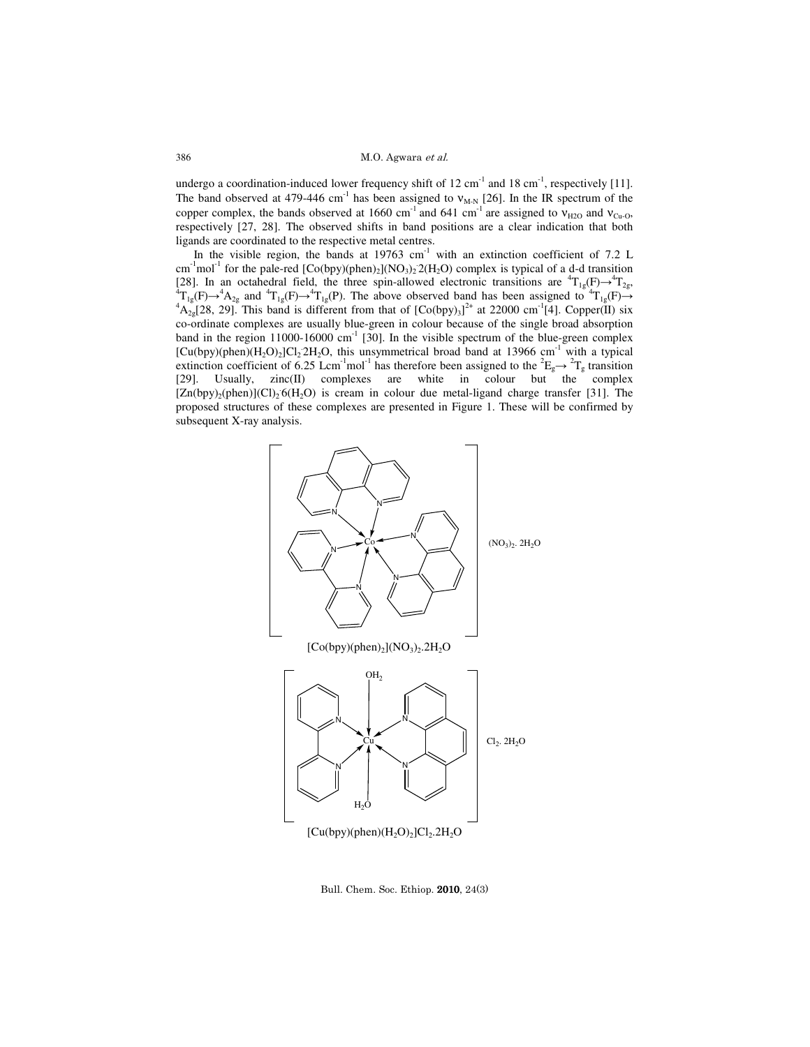undergo a coordination-induced lower frequency shift of 12 $cm^{-1}$ and 18 $cm^{-1}$, respectively [11]. The band observed at 479-446 $cm^{-1}$ has been assigned to $\nu_{M\text{-}N}$ [26]. In the IR spectrum of the copper complex, the bands observed at 1660 $cm^{-1}$ and 641 $cm^{-1}$ are assigned to $\nu_{H2O}$ and $\nu_{Cu\text{-}O}$, respectively [27, 28]. The observed shifts in band positions are a clear indication that both ligands are coordinated to the respective metal centres.

In the visible region, the bands at 19763 $cm^{-1}$ with an extinction coefficient of 7.2 L $cm^{-1}mol^{-1}$ for the pale-red $[Co(bpy)(phen)_2](NO_3)_2{\cdot}2(H_2O)$ complex is typical of a d-d transition [28]. In an octahedral field, the three spin-allowed electronic transitions are ${}^4T_{1g}(F)\rightarrow{}^4T_{2g}$, ${}^4T_{1g}(F)\rightarrow{}^4A_{2g}$ and ${}^4T_{1g}(F)\rightarrow{}^4T_{1g}(P)$. The above observed band has been assigned to ${}^4T_{1g}(F)\rightarrow{}^4A_{2g}$[28, 29]. This band is different from that of $[Co(bpy)_3]^{2+}$ at 22000 $cm^{-1}$[4]. Copper(II) six co-ordinate complexes are usually blue-green in colour because of the single broad absorption band in the region 11000-16000 $cm^{-1}$ [30]. In the visible spectrum of the blue-green complex $[Cu(bpy)(phen)(H_2O)_2]Cl_2{\cdot}2H_2O$, this unsymmetrical broad band at 13966 $cm^{-1}$ with a typical extinction coefficient of 6.25 $Lcm^{-1}mol^{-1}$ has therefore been assigned to the ${}^2E_g\rightarrow{}^2T_g$ transition [29]. Usually, zinc(II) complexes are white in colour but the complex $[Zn(bpy)_2(phen)](Cl)_2{\cdot}6(H_2O)$ is cream in colour due metal-ligand charge transfer [31]. The proposed structures of these complexes are presented in Figure 1. These will be confirmed by subsequent X-ray analysis.

$[Co(bpy)(phen)_2](NO_3)_2.2H_2O$

$[Cu(bpy)(phen)(H_2O)_2]Cl_2.2H_2O$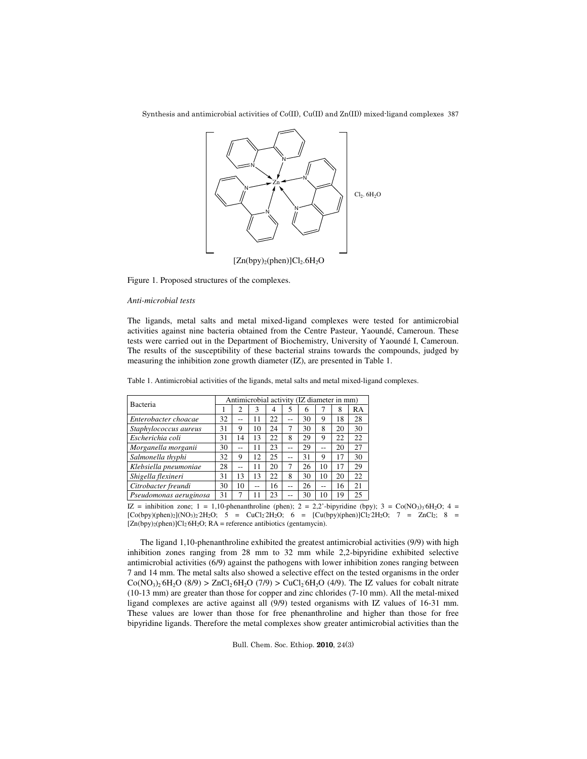$[Zn(bpy)_2(phen)]Cl_2.6H_2O$

Figure 1. Proposed structures of the complexes.

*Anti-microbial tests*

The ligands, metal salts and metal mixed-ligand complexes were tested for antimicrobial activities against nine bacteria obtained from the Centre Pasteur, Yaoundé, Cameroun. These tests were carried out in the Department of Biochemistry, University of Yaoundé I, Cameroun. The results of the susceptibility of these bacterial strains towards the compounds, judged by measuring the inhibition zone growth diameter (IZ), are presented in Table 1.

Table 1. Antimicrobial activities of the ligands, metal salts and metal mixed-ligand complexes.

| Bacteria | Antimicrobial activity (IZ diameter in mm) | | | | | | | | |
|---|---|---|---|---|---|---|---|---|---|
| | 1 | 2 | 3 | 4 | 5 | 6 | 7 | 8 | RA |
| *Enterobacter choacae* | 32 | -- | 11 | 22 | -- | 30 | 9 | 18 | 28 |
| *Staphylococcus aureus* | 31 | 9 | 10 | 24 | 7 | 30 | 8 | 20 | 30 |
| *Escherichia coli* | 31 | 14 | 13 | 22 | 8 | 29 | 9 | 22 | 22 |
| *Morganella morganii* | 30 | -- | 11 | 23 | -- | 29 | -- | 20 | 27 |
| *Salmonella thyphi* | 32 | 9 | 12 | 25 | -- | 31 | 9 | 17 | 30 |
| *Klebsiella pneumoniae* | 28 | -- | 11 | 20 | 7 | 26 | 10 | 17 | 29 |
| *Shigella flexineri* | 31 | 13 | 13 | 22 | 8 | 30 | 10 | 20 | 22 |
| *Citrobacter freundi* | 30 | 10 | -- | 16 | -- | 26 | -- | 16 | 21 |
| *Pseudomonas aeruginosa* | 31 | 7 | 11 | 23 | -- | 30 | 10 | 19 | 25 |

IZ = inhibition zone; 1 = 1,10-phenanthroline (phen); 2 = 2,2'-bipyridine (bpy); 3 = $Co(NO_3)_3{\cdot}6H_2O$; 4 = $[Co(bpy)(phen)_2](NO_3)_2{\cdot}2H_2O$; 5 = $CuCl_2{\cdot}2H_2O$; 6 = $[Cu(bpy)(phen)]Cl_2{\cdot}2H_2O$; 7 = $ZnCl_2$; 8 = $[Zn(bpy)_2(phen)]Cl_2{\cdot}6H_2O$; RA = reference antibiotics (gentamycin).

The ligand 1,10-phenanthroline exhibited the greatest antimicrobial activities (9/9) with high inhibition zones ranging from 28 mm to 32 mm while 2,2-bipyridine exhibited selective antimicrobial activities (6/9) against the pathogens with lower inhibition zones ranging between 7 and 14 mm. The metal salts also showed a selective effect on the tested organisms in the order $Co(NO_3)_2{\cdot}6H_2O$ (8/9) > $ZnCl_2{\cdot}6H_2O$ (7/9) > $CuCl_2{\cdot}6H_2O$ (4/9). The IZ values for cobalt nitrate (10-13 mm) are greater than those for copper and zinc chlorides (7-10 mm). All the metal-mixed ligand complexes are active against all (9/9) tested organisms with IZ values of 16-31 mm. These values are lower than those for free phenanthroline and higher than those for free bipyridine ligands. Therefore the metal complexes show greater antimicrobial activities than the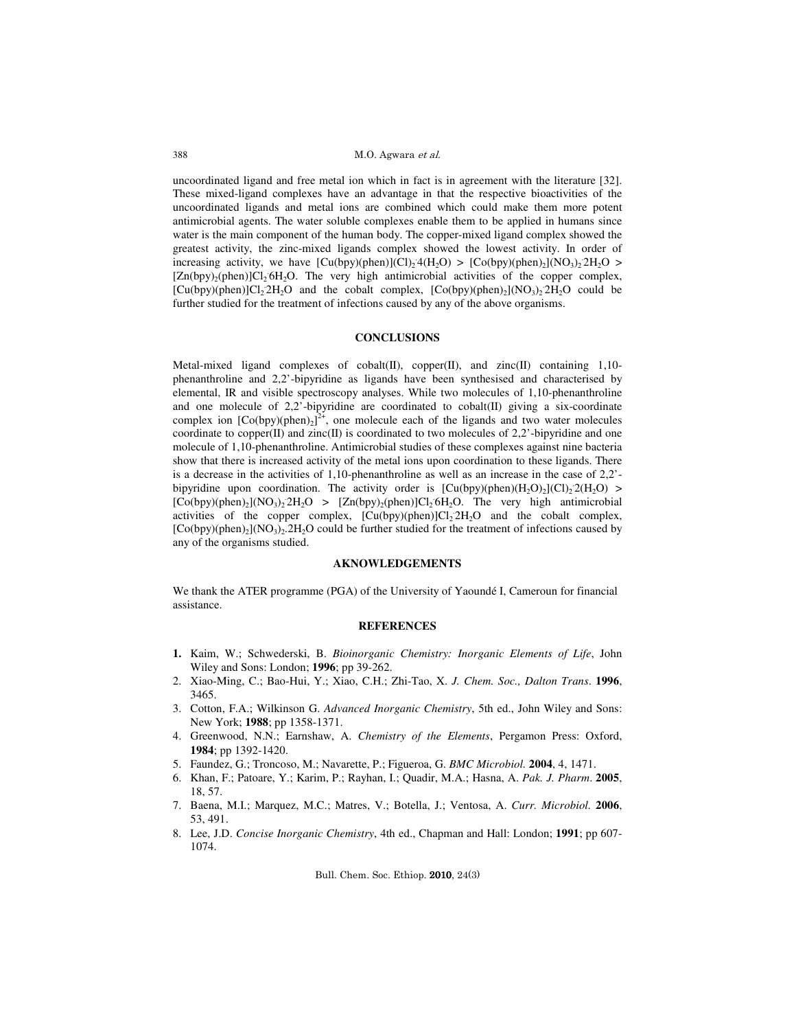uncoordinated ligand and free metal ion which in fact is in agreement with the literature [32]. These mixed-ligand complexes have an advantage in that the respective bioactivities of the uncoordinated ligands and metal ions are combined which could make them more potent antimicrobial agents. The water soluble complexes enable them to be applied in humans since water is the main component of the human body. The copper-mixed ligand complex showed the greatest activity, the zinc-mixed ligands complex showed the lowest activity. In order of increasing activity, we have $[Cu(bpy)(phen)](Cl)_2{\cdot}4(H_2O)$ > $[Co(bpy)(phen)_2](NO_3)_2{\cdot}2H_2O$ > $[Zn(bpy)_2(phen)]Cl_2{\cdot}6H_2O$. The very high antimicrobial activities of the copper complex, $[Cu(bpy)(phen)]Cl_2{\cdot}2H_2O$ and the cobalt complex, $[Co(bpy)(phen)_2](NO_3)_2{\cdot}2H_2O$ could be further studied for the treatment of infections caused by any of the above organisms.

## CONCLUSIONS

Metal-mixed ligand complexes of cobalt(II), copper(II), and zinc(II) containing 1,10-phenanthroline and 2,2'-bipyridine as ligands have been synthesised and characterised by elemental, IR and visible spectroscopy analyses. While two molecules of 1,10-phenanthroline and one molecule of 2,2'-bipyridine are coordinated to cobalt(II) giving a six-coordinate complex ion $[Co(bpy)(phen)_2]^{2+}$, one molecule each of the ligands and two water molecules coordinate to copper(II) and zinc(II) is coordinated to two molecules of 2,2'-bipyridine and one molecule of 1,10-phenanthroline. Antimicrobial studies of these complexes against nine bacteria show that there is increased activity of the metal ions upon coordination to these ligands. There is a decrease in the activities of 1,10-phenanthroline as well as an increase in the case of 2,2'-bipyridine upon coordination. The activity order is $[Cu(bpy)(phen)(H_2O)_2](Cl)_2{\cdot}2(H_2O)$ > $[Co(bpy)(phen)_2](NO_3)_2{\cdot}2H_2O$ > $[Zn(bpy)_2(phen)]Cl_2{\cdot}6H_2O$. The very high antimicrobial activities of the copper complex, $[Cu(bpy)(phen)]Cl_2{\cdot}2H_2O$ and the cobalt complex, $[Co(bpy)(phen)_2](NO_3)_2.2H_2O$ could be further studied for the treatment of infections caused by any of the organisms studied.

## AKNOWLEDGEMENTS

We thank the ATER programme (PGA) of the University of Yaoundé I, Cameroun for financial assistance.

## REFERENCES

1. Kaim, W.; Schwederski, B. *Bioinorganic Chemistry: Inorganic Elements of Life*, John Wiley and Sons: London; **1996**; pp 39-262.
2. Xiao-Ming, C.; Bao-Hui, Y.; Xiao, C.H.; Zhi-Tao, X. *J. Chem. Soc., Dalton Trans*. **1996**, 3465.
3. Cotton, F.A.; Wilkinson G. *Advanced Inorganic Chemistry*, 5th ed., John Wiley and Sons: New York; **1988**; pp 1358-1371.
4. Greenwood, N.N.; Earnshaw, A. *Chemistry of the Elements*, Pergamon Press: Oxford, **1984**; pp 1392-1420.
5. Faundez, G.; Troncoso, M.; Navarette, P.; Figueroa, G. *BMC Microbiol.* **2004**, 4, 1471.
6. Khan, F.; Patoare, Y.; Karim, P.; Rayhan, I.; Quadir, M.A.; Hasna, A. *Pak. J. Pharm*. **2005**, 18, 57.
7. Baena, M.I.; Marquez, M.C.; Matres, V.; Botella, J.; Ventosa, A. *Curr. Microbiol.* **2006**, 53, 491.
8. Lee, J.D. *Concise Inorganic Chemistry*, 4th ed., Chapman and Hall: London; **1991**; pp 607-1074.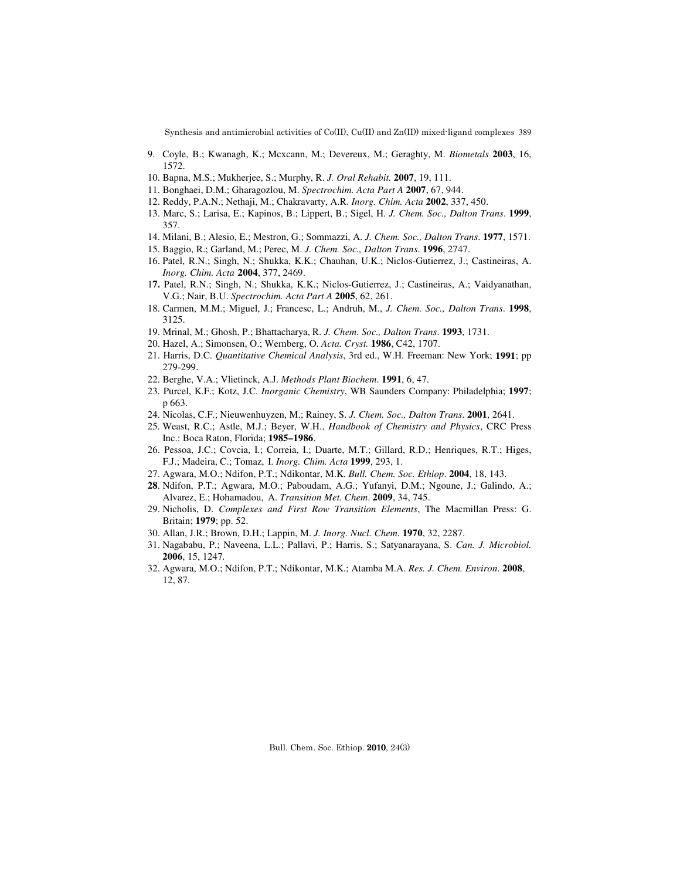9. Coyle, B.; Kwanagh, K.; Mcxcann, M.; Devereux, M.; Geraghty, M. *Biometals* **2003**, 16, 1572.
10. Bapna, M.S.; Mukherjee, S.; Murphy, R. *J. Oral Rehabit.* **2007**, 19, 111.
11. Bonghaei, D.M.; Gharagozlou, M. *Spectrochim. Acta Part A* **2007**, 67, 944.
12. Reddy, P.A.N.; Nethaji, M.; Chakravarty, A.R. *Inorg. Chim. Acta* **2002**, 337, 450.
13. Marc, S.; Larisa, E.; Kapinos, B.; Lippert, B.; Sigel, H. *J. Chem. Soc., Dalton Trans*. **1999**, 357.
14. Milani, B.; Alesio, E.; Mestron, G.; Sommazzi, A. *J. Chem. Soc., Dalton Trans*. **1977**, 1571.
15. Baggio, R.; Garland, M.; Perec, M. *J. Chem. Soc., Dalton Trans*. **1996**, 2747.
16. Patel, R.N.; Singh, N.; Shukka, K.K.; Chauhan, U.K.; Niclos-Gutierrez, J.; Castineiras, A. *Inorg. Chim. Acta* **2004**, 377, 2469.
17. Patel, R.N.; Singh, N.; Shukka, K.K.; Niclos-Gutierrez, J.; Castineiras, A.; Vaidyanathan, V.G.; Nair, B.U. *Spectrochim. Acta Part A* **2005**, 62, 261.
18. Carmen, M.M.; Miguel, J.; Francesc, L.; Andruh, M., *J. Chem. Soc., Dalton Trans*. **1998**, 3125.
19. Mrinal, M.; Ghosh, P.; Bhattacharya, R. *J. Chem. Soc., Dalton Trans*. **1993**, 1731.
20. Hazel, A.; Simonsen, O.; Wernberg, O. *Acta. Cryst.* **1986**, C42, 1707.
21. Harris, D.C. *Quantitative Chemical Analysis*, 3rd ed., W.H. Freeman: New York; **1991**; pp 279-299.
22. Berghe, V.A.; Vlietinck, A.J. *Methods Plant Biochem*. **1991**, 6, 47.
23. Purcel, K.F.; Kotz, J.C. *Inorganic Chemistry*, WB Saunders Company: Philadelphia; **1997**; p 663.
24. Nicolas, C.F.; Nieuwenhuyzen, M.; Rainey, S. *J. Chem. Soc., Dalton Trans*. **2001**, 2641.
25. Weast, R.C.; Astle, M.J.; Beyer, W.H., *Handbook of Chemistry and Physics*, CRC Press Inc.: Boca Raton, Florida; **1985–1986**.
26. Pessoa, J.C.; Covcia, I.; Correia, I.; Duarte, M.T.; Gillard, R.D.; Henriques, R.T.; Higes, F.J.; Madeira, C.; Tomaz, I. *Inorg. Chim. Acta* **1999**, 293, 1.
27. Agwara, M.O.; Ndifon, P.T.; Ndikontar, M.K. *Bull. Chem. Soc. Ethiop*. **2004**, 18, 143.
28. Ndifon, P.T.; Agwara, M.O.; Paboudam, A.G.; Yufanyi, D.M.; Ngoune, J.; Galindo, A.; Alvarez, E.; Hohamadou, A. *Transition Met. Chem*. **2009**, 34, 745.
29. Nicholis, D. *Complexes and First Row Transition Elements*, The Macmillan Press: G. Britain; **1979**; pp. 52.
30. Allan, J.R.; Brown, D.H.; Lappin, M. *J. Inorg. Nucl. Chem*. **1970**, 32, 2287.
31. Nagababu, P.; Naveena, L.L.; Pallavi, P.; Harris, S.; Satyanarayana, S. *Can. J. Microbiol.* **2006**, 15, 1247.
32. Agwara, M.O.; Ndifon, P.T.; Ndikontar, M.K.; Atamba M.A. *Res. J. Chem. Environ*. **2008**, 12, 87.